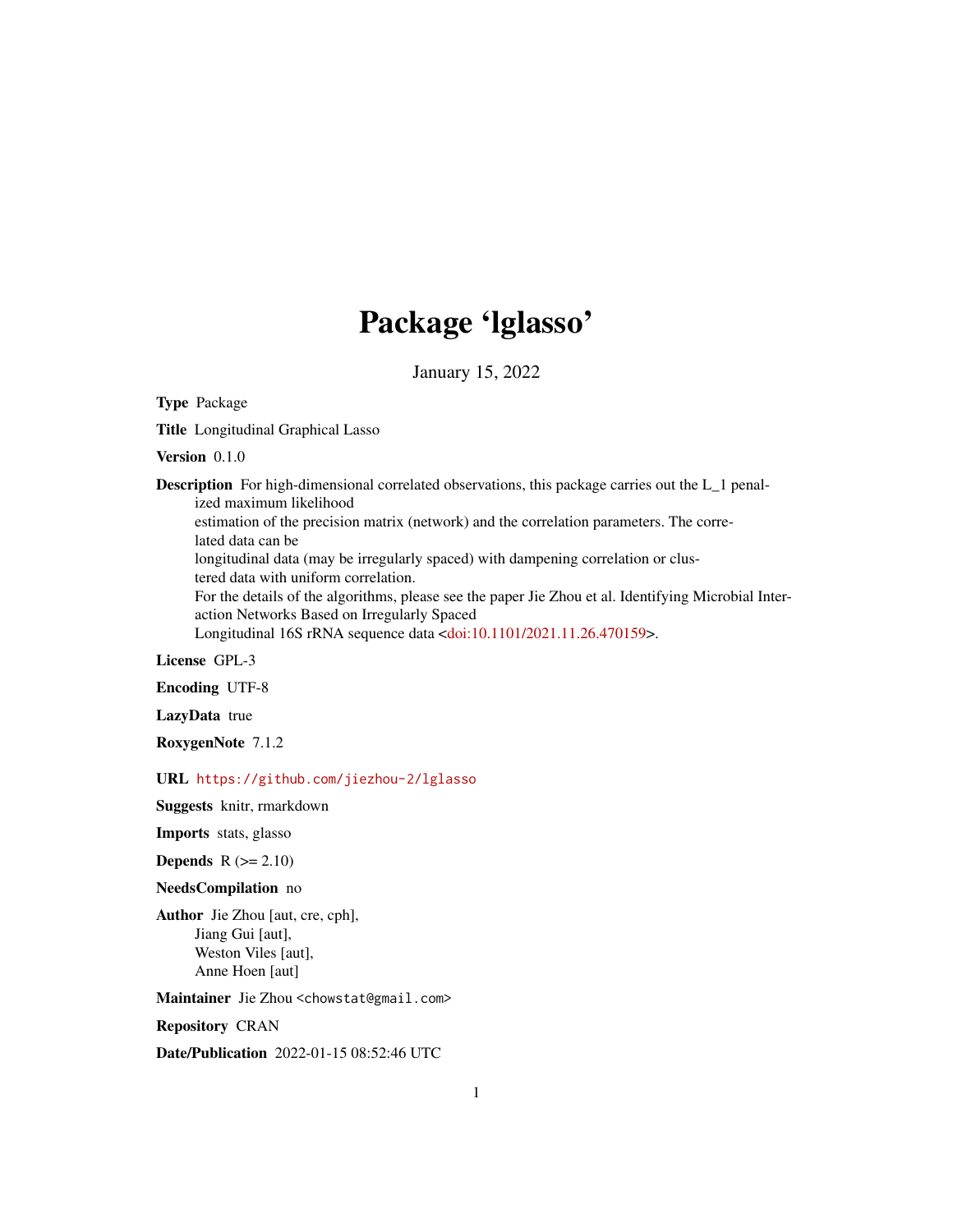# Package 'lglasso'

January 15, 2022

**Type** Package

**Title** Longitudinal Graphical Lasso

**Version** 0.1.0

**Description** For high-dimensional correlated observations, this package carries out the L_1 penalized maximum likelihood
estimation of the precision matrix (network) and the correlation parameters. The correlated data can be
longitudinal data (may be irregularly spaced) with dampening correlation or clustered data with uniform correlation.
For the details of the algorithms, please see the paper Jie Zhou et al. Identifying Microbial Interaction Networks Based on Irregularly Spaced
Longitudinal 16S rRNA sequence data <doi:10.1101/2021.11.26.470159>.

**License** GPL-3

**Encoding** UTF-8

**LazyData** true

**RoxygenNote** 7.1.2

**URL** https://github.com/jiezhou-2/lglasso

**Suggests** knitr, rmarkdown

**Imports** stats, glasso

**Depends** R (>= 2.10)

**NeedsCompilation** no

**Author** Jie Zhou [aut, cre, cph],
Jiang Gui [aut],
Weston Viles [aut],
Anne Hoen [aut]

**Maintainer** Jie Zhou <chowstat@gmail.com>

**Repository** CRAN

**Date/Publication** 2022-01-15 08:52:46 UTC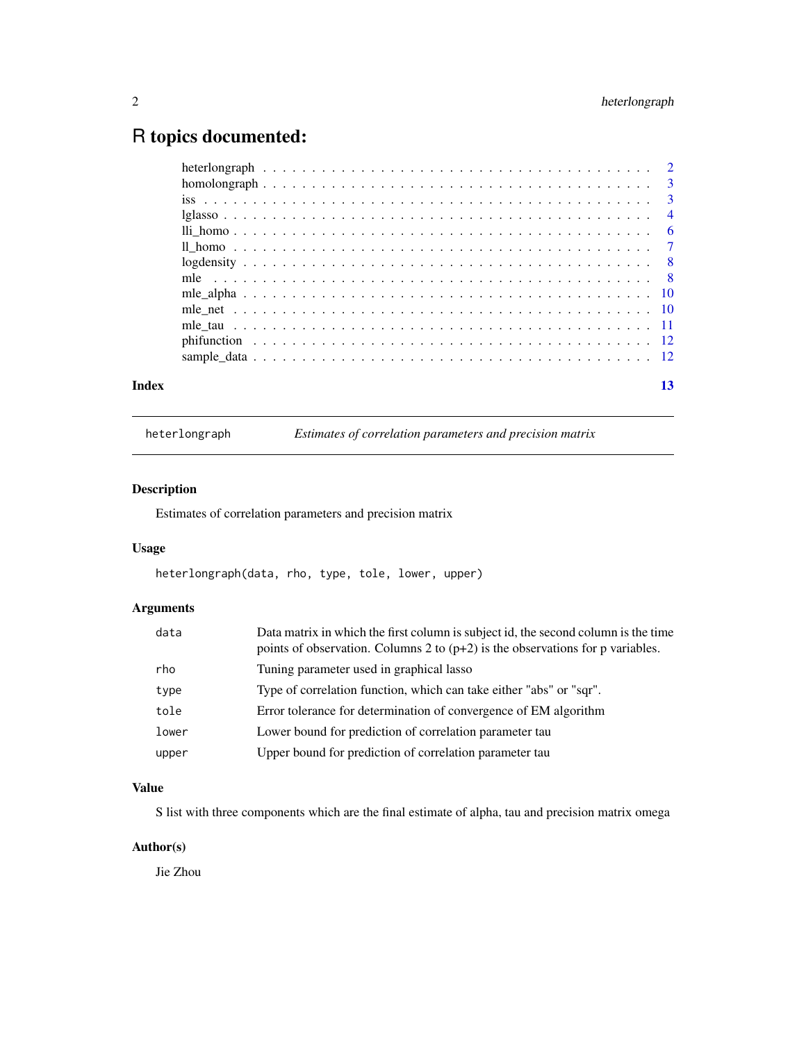# R topics documented:

| | |
|---|---|
| heterlongraph | 2 |
| homolongraph | 3 |
| iss | 3 |
| lglasso | 4 |
| lli_homo | 6 |
| ll_homo | 7 |
| logdensity | 8 |
| mle | 8 |
| mle_alpha | 10 |
| mle_net | 10 |
| mle_tau | 11 |
| phifunction | 12 |
| sample_data | 12 |

**Index** 13

---

`heterlongraph` *Estimates of correlation parameters and precision matrix*

---

## Description

Estimates of correlation parameters and precision matrix

## Usage

```
heterlongraph(data, rho, type, tole, lower, upper)
```

## Arguments

| | |
|---|---|
| `data` | Data matrix in which the first column is subject id, the second column is the time points of observation. Columns 2 to (p+2) is the observations for p variables. |
| `rho` | Tuning parameter used in graphical lasso |
| `type` | Type of correlation function, which can take either "abs" or "sqr". |
| `tole` | Error tolerance for determination of convergence of EM algorithm |
| `lower` | Lower bound for prediction of correlation parameter tau |
| `upper` | Upper bound for prediction of correlation parameter tau |

## Value

S list with three components which are the final estimate of alpha, tau and precision matrix omega

## Author(s)

Jie Zhou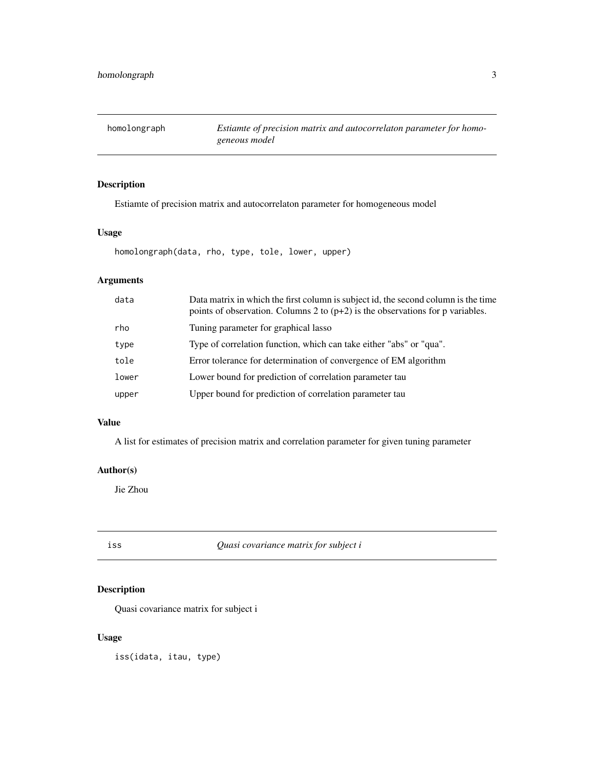## homolongraph — *Estiamte of precision matrix and autocorrelaton parameter for homogeneous model*

### Description

Estiamte of precision matrix and autocorrelaton parameter for homogeneous model

### Usage

```
homolongraph(data, rho, type, tole, lower, upper)
```

### Arguments

| | |
|---|---|
| data | Data matrix in which the first column is subject id, the second column is the time points of observation. Columns 2 to (p+2) is the observations for p variables. |
| rho | Tuning parameter for graphical lasso |
| type | Type of correlation function, which can take either "abs" or "qua". |
| tole | Error tolerance for determination of convergence of EM algorithm |
| lower | Lower bound for prediction of correlation parameter tau |
| upper | Upper bound for prediction of correlation parameter tau |

### Value

A list for estimates of precision matrix and correlation parameter for given tuning parameter

### Author(s)

Jie Zhou

## iss — *Quasi covariance matrix for subject i*

### Description

Quasi covariance matrix for subject i

### Usage

```
iss(idata, itau, type)
```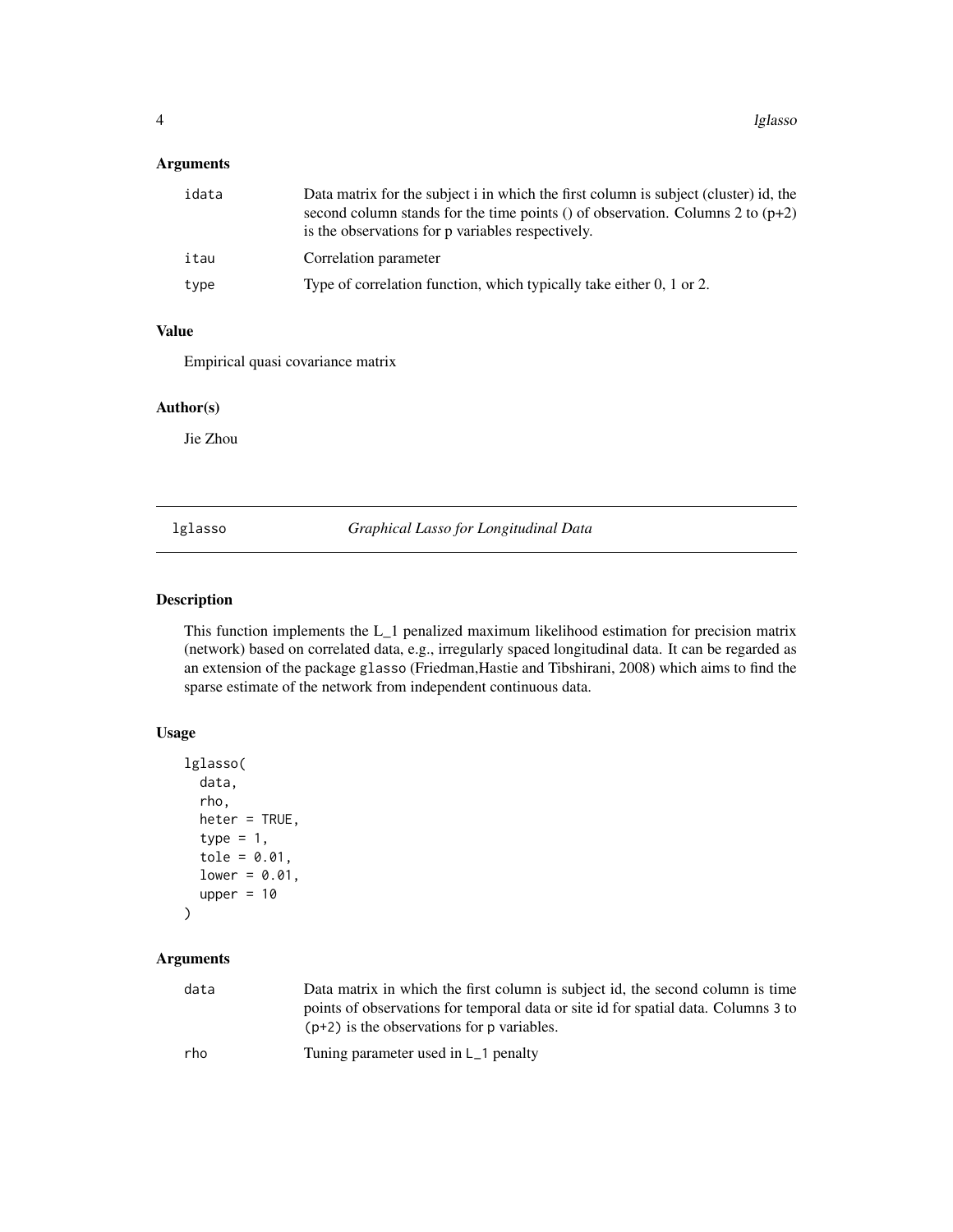### Arguments

| | |
|---|---|
| idata | Data matrix for the subject i in which the first column is subject (cluster) id, the second column stands for the time points () of observation. Columns 2 to (p+2) is the observations for p variables respectively. |
| itau | Correlation parameter |
| type | Type of correlation function, which typically take either 0, 1 or 2. |

### Value

Empirical quasi covariance matrix

### Author(s)

Jie Zhou

---

## lglasso — *Graphical Lasso for Longitudinal Data*

### Description

This function implements the L_1 penalized maximum likelihood estimation for precision matrix (network) based on correlated data, e.g., irregularly spaced longitudinal data. It can be regarded as an extension of the package glasso (Friedman,Hastie and Tibshirani, 2008) which aims to find the sparse estimate of the network from independent continuous data.

### Usage

```
lglasso(
  data,
  rho,
  heter = TRUE,
  type = 1,
  tole = 0.01,
  lower = 0.01,
  upper = 10
)
```

### Arguments

| | |
|---|---|
| data | Data matrix in which the first column is subject id, the second column is time points of observations for temporal data or site id for spatial data. Columns 3 to (p+2) is the observations for p variables. |
| rho | Tuning parameter used in L_1 penalty |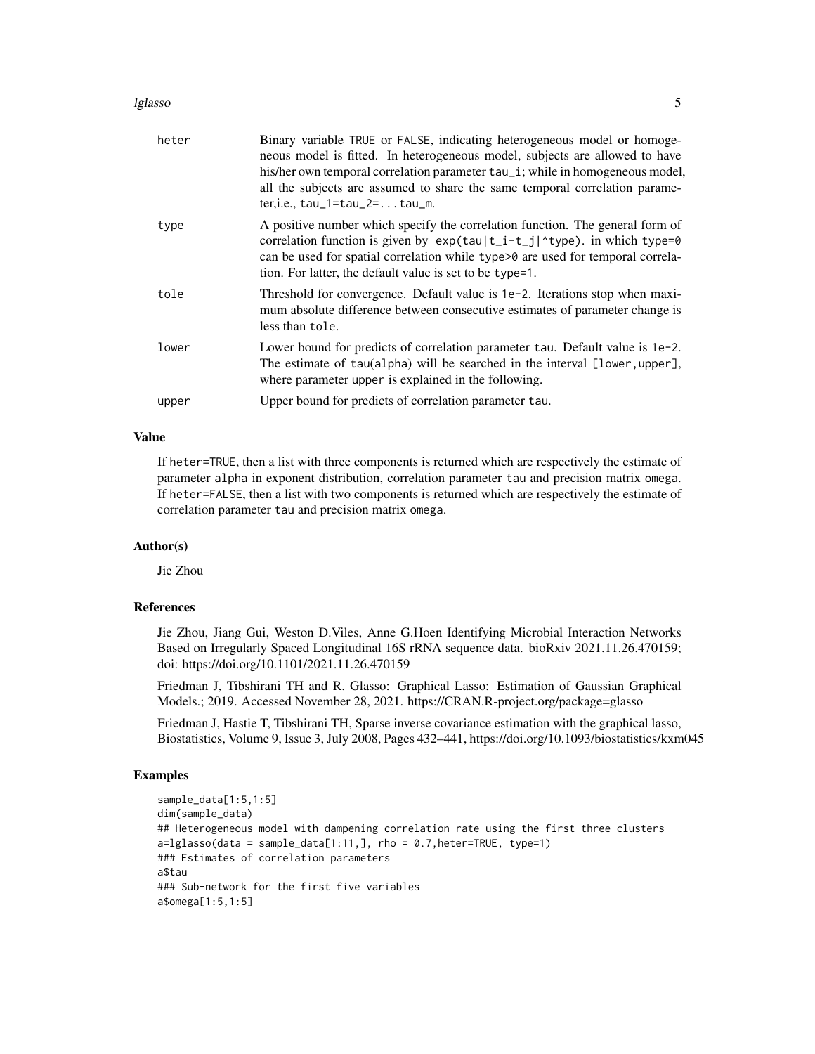| | |
|---|---|
| heter | Binary variable TRUE or FALSE, indicating heterogeneous model or homogeneous model is fitted. In heterogeneous model, subjects are allowed to have his/her own temporal correlation parameter tau_i; while in homogeneous model, all the subjects are assumed to share the same temporal correlation parameter,i.e., tau_1=tau_2=...tau_m. |
| type | A positive number which specify the correlation function. The general form of correlation function is given by exp(tau\|t_i-t_j\|^type). in which type=0 can be used for spatial correlation while type>0 are used for temporal correlation. For latter, the default value is set to be type=1. |
| tole | Threshold for convergence. Default value is 1e-2. Iterations stop when maximum absolute difference between consecutive estimates of parameter change is less than tole. |
| lower | Lower bound for predicts of correlation parameter tau. Default value is 1e-2. The estimate of tau(alpha) will be searched in the interval [lower,upper], where parameter upper is explained in the following. |
| upper | Upper bound for predicts of correlation parameter tau. |

## Value

If heter=TRUE, then a list with three components is returned which are respectively the estimate of parameter alpha in exponent distribution, correlation parameter tau and precision matrix omega. If heter=FALSE, then a list with two components is returned which are respectively the estimate of correlation parameter tau and precision matrix omega.

## Author(s)

Jie Zhou

## References

Jie Zhou, Jiang Gui, Weston D.Viles, Anne G.Hoen Identifying Microbial Interaction Networks Based on Irregularly Spaced Longitudinal 16S rRNA sequence data. bioRxiv 2021.11.26.470159; doi: https://doi.org/10.1101/2021.11.26.470159

Friedman J, Tibshirani TH and R. Glasso: Graphical Lasso: Estimation of Gaussian Graphical Models.; 2019. Accessed November 28, 2021. https://CRAN.R-project.org/package=glasso

Friedman J, Hastie T, Tibshirani TH, Sparse inverse covariance estimation with the graphical lasso, Biostatistics, Volume 9, Issue 3, July 2008, Pages 432–441, https://doi.org/10.1093/biostatistics/kxm045

## Examples

```
sample_data[1:5,1:5]
dim(sample_data)
## Heterogeneous model with dampening correlation rate using the first three clusters
a=lglasso(data = sample_data[1:11,], rho = 0.7,heter=TRUE, type=1)
### Estimates of correlation parameters
a$tau
### Sub-network for the first five variables
a$omega[1:5,1:5]
```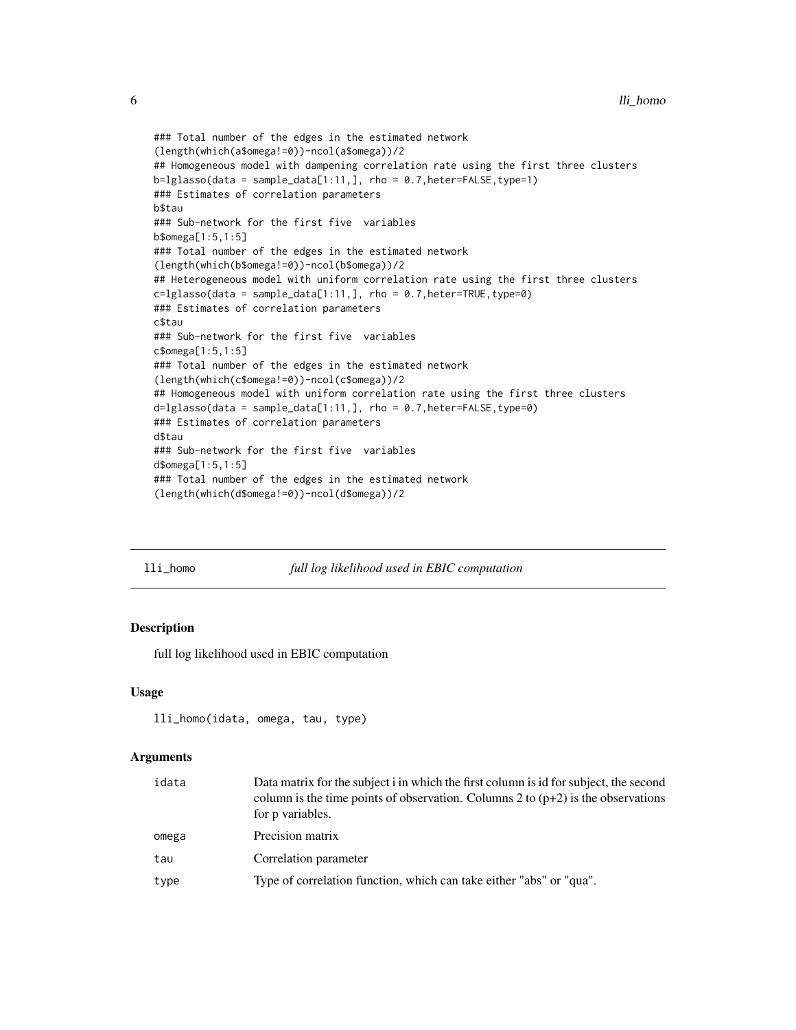```
### Total number of the edges in the estimated network
(length(which(a$omega!=0))-ncol(a$omega))/2
## Homogeneous model with dampening correlation rate using the first three clusters
b=lglasso(data = sample_data[1:11,], rho = 0.7,heter=FALSE,type=1)
### Estimates of correlation parameters
b$tau
### Sub-network for the first five  variables
b$omega[1:5,1:5]
### Total number of the edges in the estimated network
(length(which(b$omega!=0))-ncol(b$omega))/2
## Heterogeneous model with uniform correlation rate using the first three clusters
c=lglasso(data = sample_data[1:11,], rho = 0.7,heter=TRUE,type=0)
### Estimates of correlation parameters
c$tau
### Sub-network for the first five  variables
c$omega[1:5,1:5]
### Total number of the edges in the estimated network
(length(which(c$omega!=0))-ncol(c$omega))/2
## Homogeneous model with uniform correlation rate using the first three clusters
d=lglasso(data = sample_data[1:11,], rho = 0.7,heter=FALSE,type=0)
### Estimates of correlation parameters
d$tau
### Sub-network for the first five  variables
d$omega[1:5,1:5]
### Total number of the edges in the estimated network
(length(which(d$omega!=0))-ncol(d$omega))/2
```

---

## lli_homo — *full log likelihood used in EBIC computation*

### Description

full log likelihood used in EBIC computation

### Usage

```
lli_homo(idata, omega, tau, type)
```

### Arguments

| | |
|---|---|
| idata | Data matrix for the subject i in which the first column is id for subject, the second column is the time points of observation. Columns 2 to (p+2) is the observations for p variables. |
| omega | Precision matrix |
| tau | Correlation parameter |
| type | Type of correlation function, which can take either "abs" or "qua". |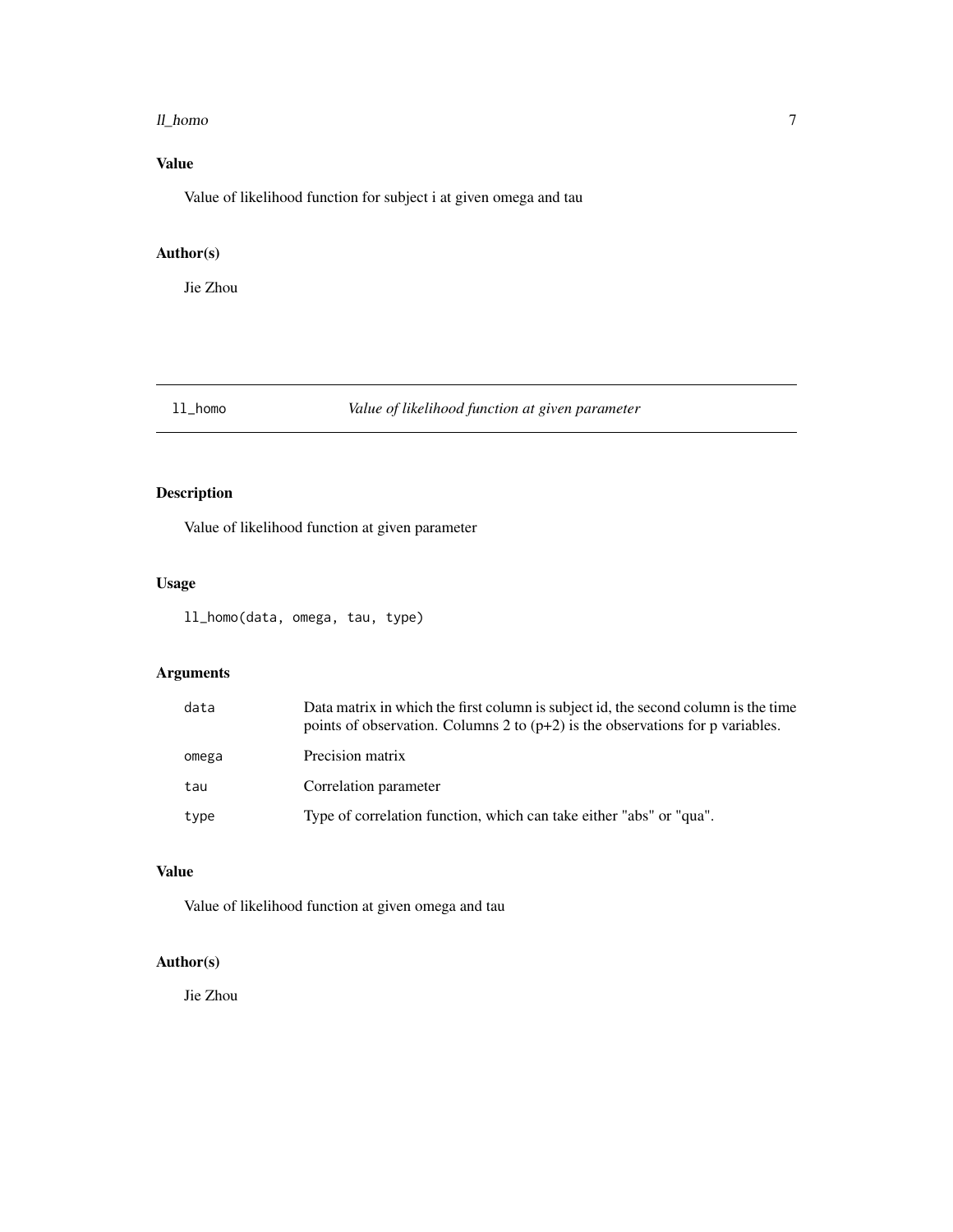### Value

Value of likelihood function for subject i at given omega and tau

### Author(s)

Jie Zhou

---

## ll_homo *Value of likelihood function at given parameter*

---

### Description

Value of likelihood function at given parameter

### Usage

```
ll_homo(data, omega, tau, type)
```

### Arguments

| | |
|---|---|
| data | Data matrix in which the first column is subject id, the second column is the time points of observation. Columns 2 to (p+2) is the observations for p variables. |
| omega | Precision matrix |
| tau | Correlation parameter |
| type | Type of correlation function, which can take either "abs" or "qua". |

### Value

Value of likelihood function at given omega and tau

### Author(s)

Jie Zhou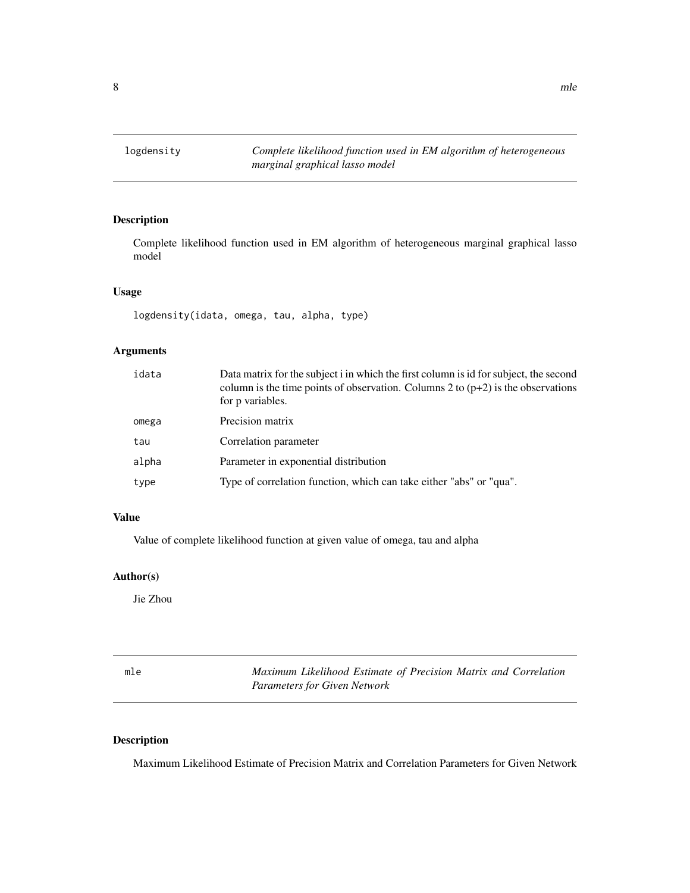## logdensity

*Complete likelihood function used in EM algorithm of heterogeneous marginal graphical lasso model*

### Description

Complete likelihood function used in EM algorithm of heterogeneous marginal graphical lasso model

### Usage

```
logdensity(idata, omega, tau, alpha, type)
```

### Arguments

| | |
|---|---|
| idata | Data matrix for the subject i in which the first column is id for subject, the second column is the time points of observation. Columns 2 to (p+2) is the observations for p variables. |
| omega | Precision matrix |
| tau | Correlation parameter |
| alpha | Parameter in exponential distribution |
| type | Type of correlation function, which can take either "abs" or "qua". |

### Value

Value of complete likelihood function at given value of omega, tau and alpha

### Author(s)

Jie Zhou

## mle

*Maximum Likelihood Estimate of Precision Matrix and Correlation Parameters for Given Network*

### Description

Maximum Likelihood Estimate of Precision Matrix and Correlation Parameters for Given Network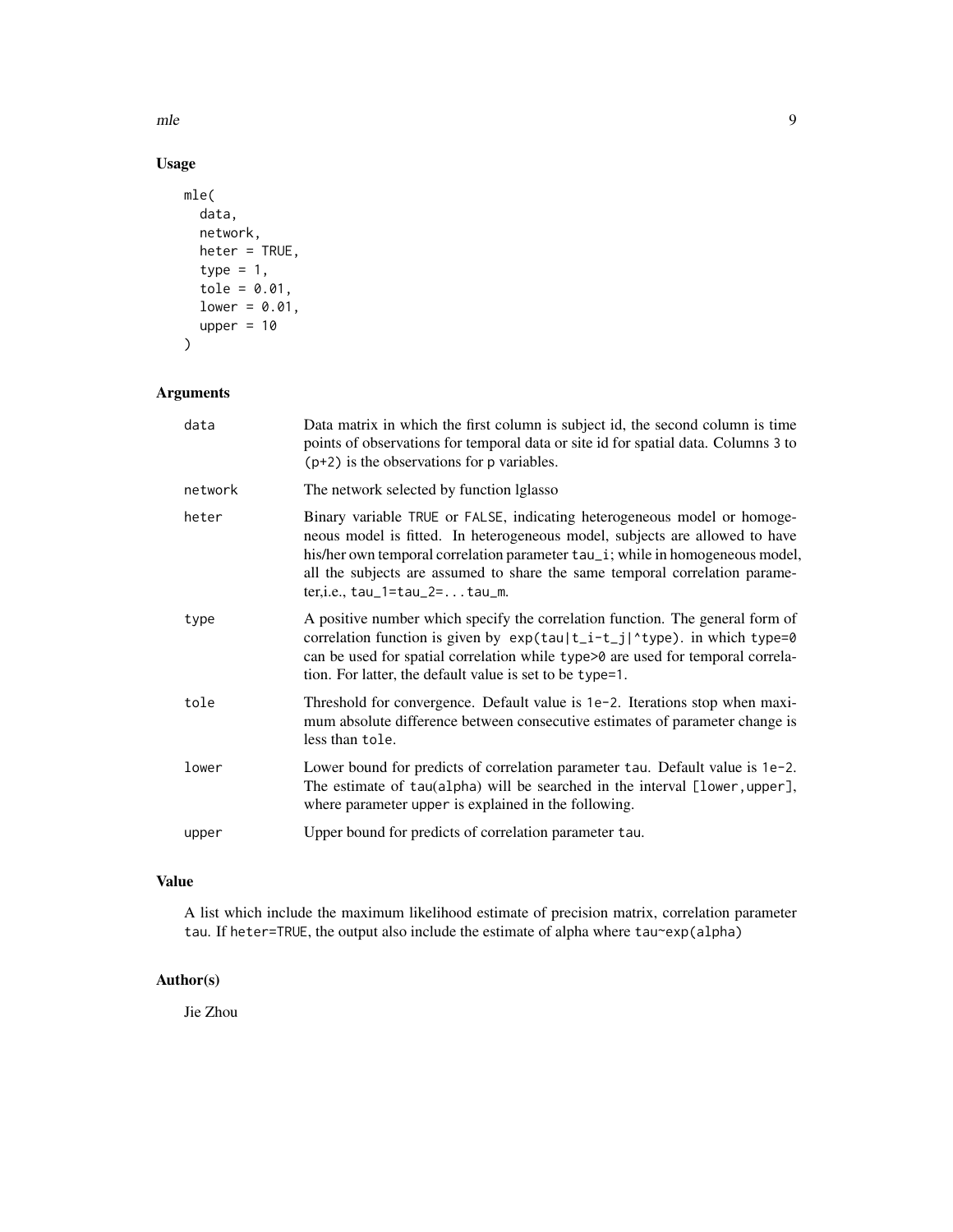## Usage

```
mle(
  data,
  network,
  heter = TRUE,
  type = 1,
  tole = 0.01,
  lower = 0.01,
  upper = 10
)
```

## Arguments

| | |
|---|---|
| data | Data matrix in which the first column is subject id, the second column is time points of observations for temporal data or site id for spatial data. Columns 3 to (p+2) is the observations for p variables. |
| network | The network selected by function lglasso |
| heter | Binary variable TRUE or FALSE, indicating heterogeneous model or homogeneous model is fitted. In heterogeneous model, subjects are allowed to have his/her own temporal correlation parameter tau_i; while in homogeneous model, all the subjects are assumed to share the same temporal correlation parameter,i.e., tau_1=tau_2=...tau_m. |
| type | A positive number which specify the correlation function. The general form of correlation function is given by exp(tau\|t_i-t_j\|^type). in which type=0 can be used for spatial correlation while type>0 are used for temporal correlation. For latter, the default value is set to be type=1. |
| tole | Threshold for convergence. Default value is 1e-2. Iterations stop when maximum absolute difference between consecutive estimates of parameter change is less than tole. |
| lower | Lower bound for predicts of correlation parameter tau. Default value is 1e-2. The estimate of tau(alpha) will be searched in the interval [lower,upper], where parameter upper is explained in the following. |
| upper | Upper bound for predicts of correlation parameter tau. |

## Value

A list which include the maximum likelihood estimate of precision matrix, correlation parameter tau. If heter=TRUE, the output also include the estimate of alpha where tau~exp(alpha)

## Author(s)

Jie Zhou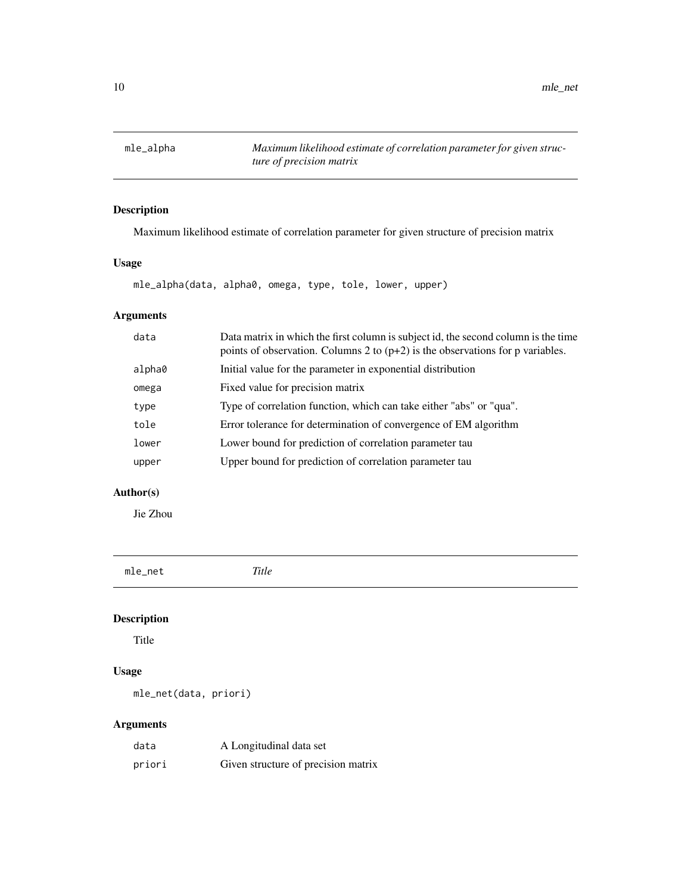## mle_alpha — *Maximum likelihood estimate of correlation parameter for given structure of precision matrix*

### Description

Maximum likelihood estimate of correlation parameter for given structure of precision matrix

### Usage

```
mle_alpha(data, alpha0, omega, type, tole, lower, upper)
```

### Arguments

| | |
|---|---|
| data | Data matrix in which the first column is subject id, the second column is the time points of observation. Columns 2 to (p+2) is the observations for p variables. |
| alpha0 | Initial value for the parameter in exponential distribution |
| omega | Fixed value for precision matrix |
| type | Type of correlation function, which can take either "abs" or "qua". |
| tole | Error tolerance for determination of convergence of EM algorithm |
| lower | Lower bound for prediction of correlation parameter tau |
| upper | Upper bound for prediction of correlation parameter tau |

### Author(s)

Jie Zhou

## mle_net — *Title*

### Description

Title

### Usage

```
mle_net(data, priori)
```

### Arguments

| | |
|---|---|
| data | A Longitudinal data set |
| priori | Given structure of precision matrix |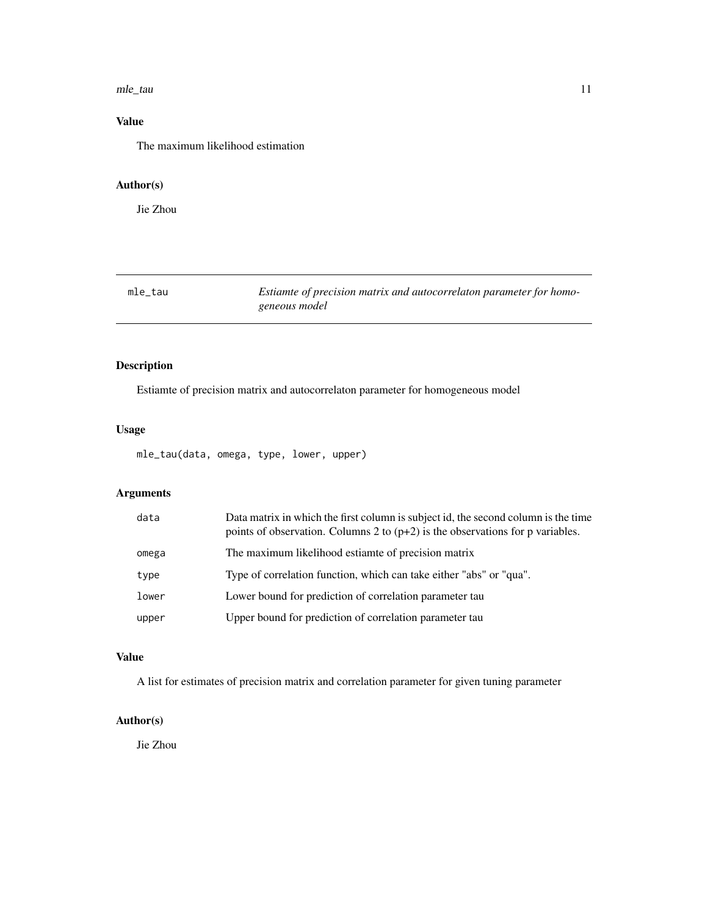## Value

The maximum likelihood estimation

## Author(s)

Jie Zhou

---

`mle_tau` *Estiamte of precision matrix and autocorrelaton parameter for homogeneous model*

---

## Description

Estiamte of precision matrix and autocorrelaton parameter for homogeneous model

## Usage

```
mle_tau(data, omega, type, lower, upper)
```

## Arguments

| | |
|---|---|
| `data` | Data matrix in which the first column is subject id, the second column is the time points of observation. Columns 2 to (p+2) is the observations for p variables. |
| `omega` | The maximum likelihood estiamte of precision matrix |
| `type` | Type of correlation function, which can take either "abs" or "qua". |
| `lower` | Lower bound for prediction of correlation parameter tau |
| `upper` | Upper bound for prediction of correlation parameter tau |

## Value

A list for estimates of precision matrix and correlation parameter for given tuning parameter

## Author(s)

Jie Zhou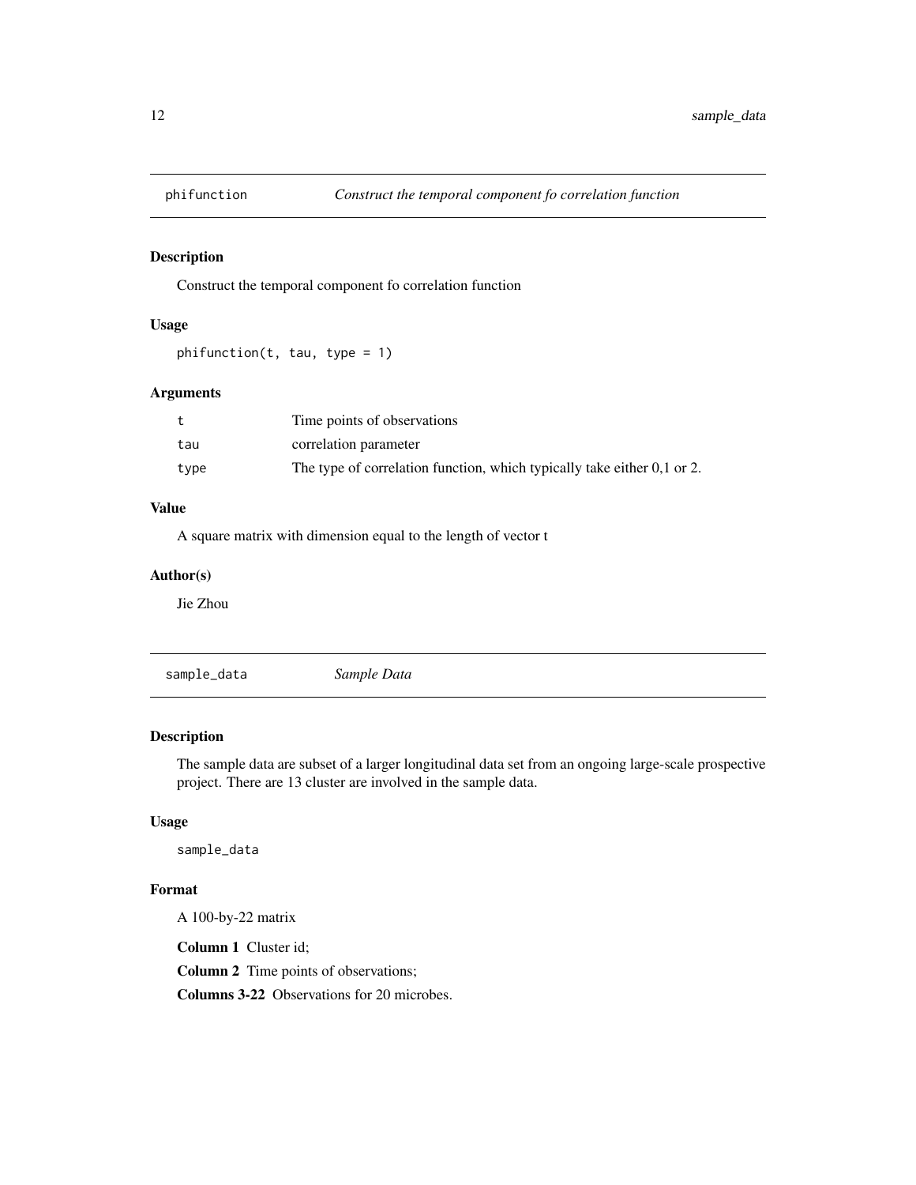## phifunction *Construct the temporal component fo correlation function*

### Description

Construct the temporal component fo correlation function

### Usage

```
phifunction(t, tau, type = 1)
```

### Arguments

| | |
|---|---|
| t | Time points of observations |
| tau | correlation parameter |
| type | The type of correlation function, which typically take either 0,1 or 2. |

### Value

A square matrix with dimension equal to the length of vector t

### Author(s)

Jie Zhou

## sample_data *Sample Data*

### Description

The sample data are subset of a larger longitudinal data set from an ongoing large-scale prospective project. There are 13 cluster are involved in the sample data.

### Usage

```
sample_data
```

### Format

A 100-by-22 matrix

**Column 1** Cluster id;

**Column 2** Time points of observations;

**Columns 3-22** Observations for 20 microbes.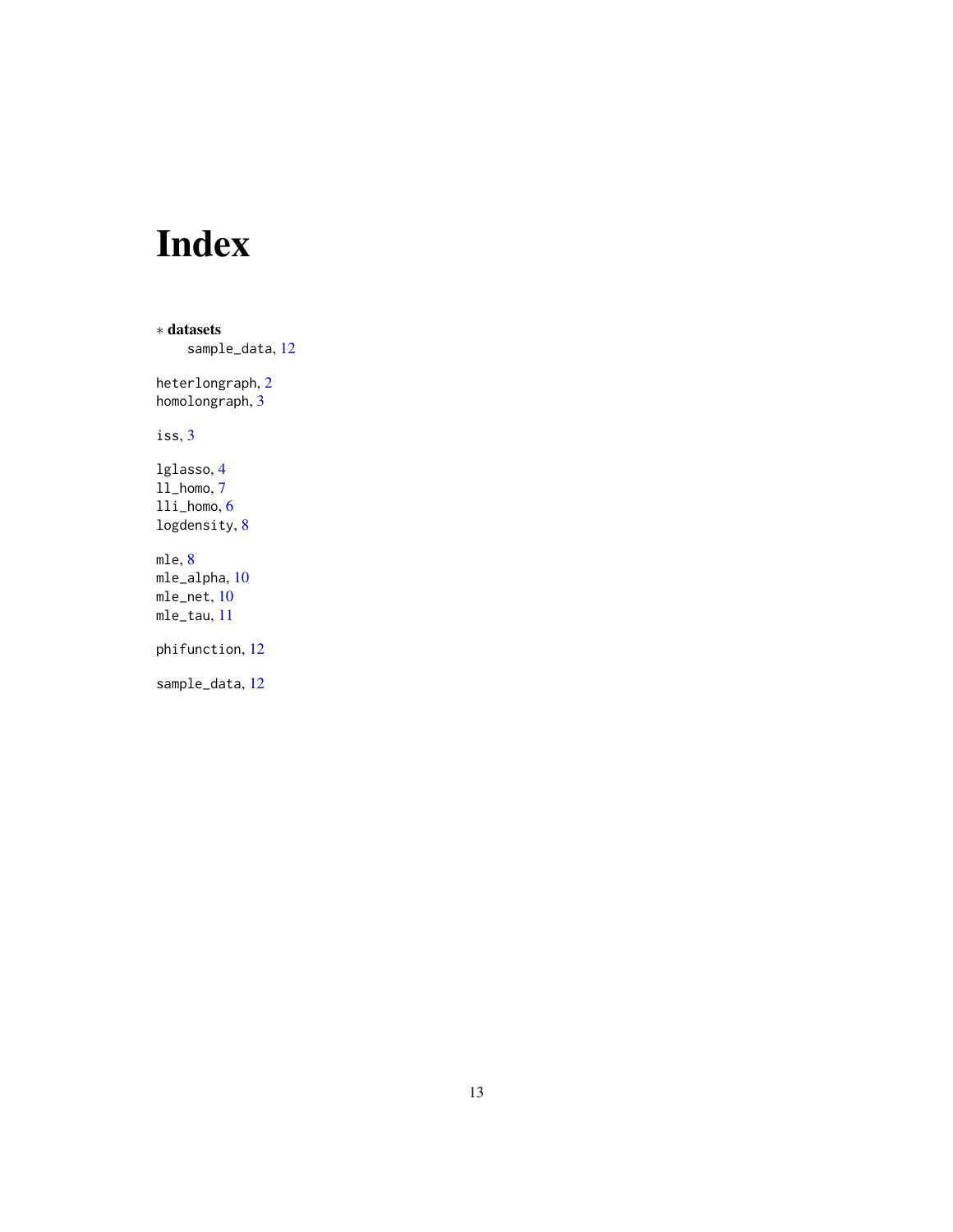# Index

∗ **datasets**
    sample_data, 12

heterlongraph, 2
homolongraph, 3

iss, 3

lglasso, 4
ll_homo, 7
lli_homo, 6
logdensity, 8

mle, 8
mle_alpha, 10
mle_net, 10
mle_tau, 11

phifunction, 12

sample_data, 12